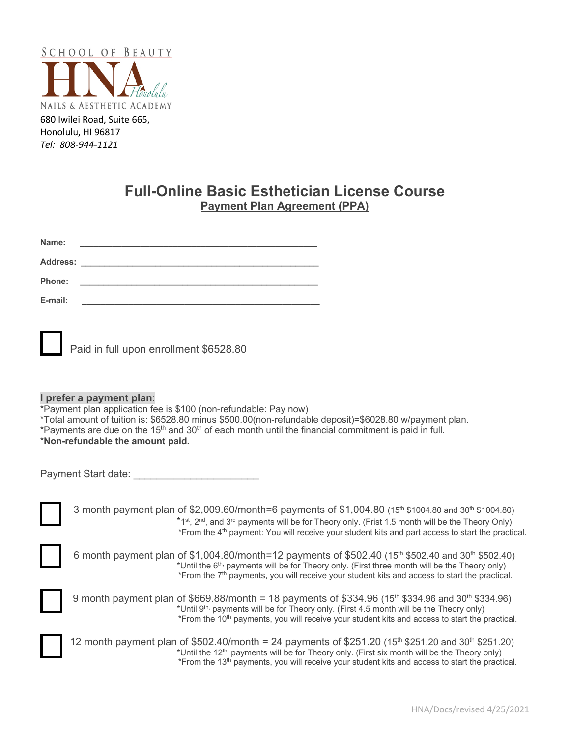SCHOOL OF BEAUTY
HNA Honolulu
NAILS & AESTHETIC ACADEMY

680 Iwilei Road, Suite 665,
Honolulu, HI 96817
*Tel: 808-944-1121*

# Full-Online Basic Esthetician License Course

## Payment Plan Agreement (PPA)

**Name:** ____________________________________________

**Address:** ____________________________________________

**Phone:** ____________________________________________

**E-mail:** ____________________________________________

☐ Paid in full upon enrollment $6528.80

**I prefer a payment plan**:
*Payment plan application fee is $100 (non-refundable: Pay now)
*Total amount of tuition is: $6528.80 minus $500.00(non-refundable deposit)=$6028.80 w/payment plan.
*Payments are due on the 15th and 30th of each month until the financial commitment is paid in full.
***Non-refundable the amount paid.**

Payment Start date: ______________________

☐ 3 month payment plan of $2,009.60/month=6 payments of $1,004.80 (15th $1004.80 and 30th $1004.80)
*1st, 2nd, and 3rd payments will be for Theory only. (Frist 1.5 month will be the Theory Only)
*From the 4th payment: You will receive your student kits and part access to start the practical.

☐ 6 month payment plan of $1,004.80/month=12 payments of $502.40 (15th $502.40 and 30th $502.40)
*Until the 6th, payments will be for Theory only. (First three month will be the Theory only)
*From the 7th payments, you will receive your student kits and access to start the practical.

☐ 9 month payment plan of $669.88/month = 18 payments of $334.96 (15th $334.96 and 30th $334.96)
*Until 9th, payments will be for Theory only. (First 4.5 month will be the Theory only)
*From the 10th payments, you will receive your student kits and access to start the practical.

☐ 12 month payment plan of $502.40/month = 24 payments of $251.20 (15th $251.20 and 30th $251.20)
*Until the 12th, payments will be for Theory only. (First six month will be the Theory only)
*From the 13th payments, you will receive your student kits and access to start the practical.

HNA/Docs/revised 4/25/2021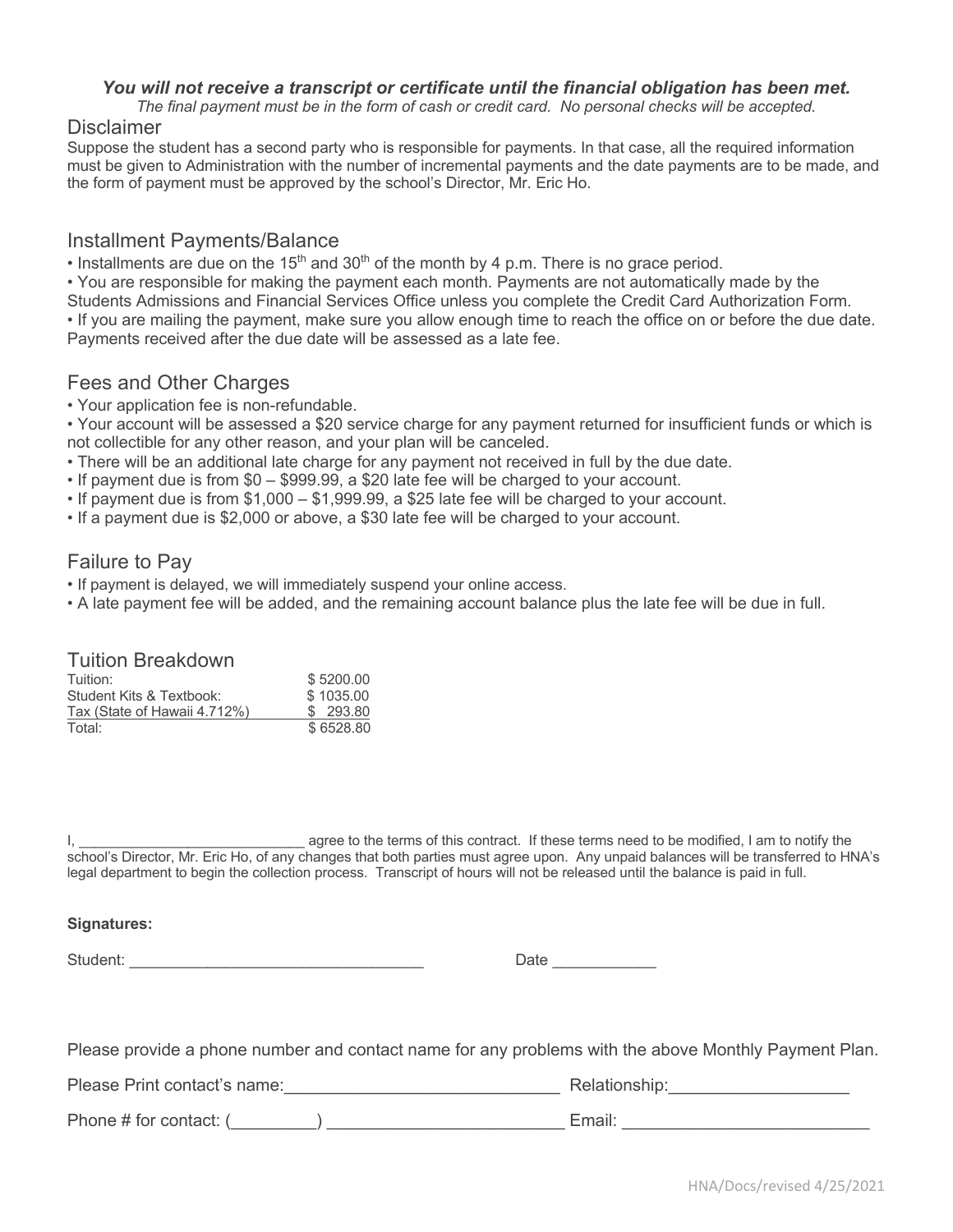***You will not receive a transcript or certificate until the financial obligation has been met.***

*The final payment must be in the form of cash or credit card. No personal checks will be accepted.*

## Disclaimer

Suppose the student has a second party who is responsible for payments. In that case, all the required information must be given to Administration with the number of incremental payments and the date payments are to be made, and the form of payment must be approved by the school's Director, Mr. Eric Ho.

## Installment Payments/Balance

- Installments are due on the 15th and 30th of the month by 4 p.m. There is no grace period.
- You are responsible for making the payment each month. Payments are not automatically made by the Students Admissions and Financial Services Office unless you complete the Credit Card Authorization Form.
- If you are mailing the payment, make sure you allow enough time to reach the office on or before the due date. Payments received after the due date will be assessed as a late fee.

## Fees and Other Charges

- Your application fee is non-refundable.
- Your account will be assessed a $20 service charge for any payment returned for insufficient funds or which is not collectible for any other reason, and your plan will be canceled.
- There will be an additional late charge for any payment not received in full by the due date.
- If payment due is from $0 – $999.99, a $20 late fee will be charged to your account.
- If payment due is from $1,000 – $1,999.99, a $25 late fee will be charged to your account.
- If a payment due is $2,000 or above, a $30 late fee will be charged to your account.

## Failure to Pay

- If payment is delayed, we will immediately suspend your online access.
- A late payment fee will be added, and the remaining account balance plus the late fee will be due in full.

## Tuition Breakdown

| | |
|---|---|
| Tuition: | $ 5200.00 |
| Student Kits & Textbook: | $ 1035.00 |
| Tax (State of Hawaii 4.712%) | $ 293.80 |
| Total: | $ 6528.80 |

I, ____________________________ agree to the terms of this contract. If these terms need to be modified, I am to notify the school's Director, Mr. Eric Ho, of any changes that both parties must agree upon. Any unpaid balances will be transferred to HNA's legal department to begin the collection process. Transcript of hours will not be released until the balance is paid in full.

**Signatures:**

Student: _________________________________ Date ____________

Please provide a phone number and contact name for any problems with the above Monthly Payment Plan.

Please Print contact's name:_____________________________ Relationship:___________________

Phone # for contact: (_________) _________________________ Email: __________________________

HNA/Docs/revised 4/25/2021